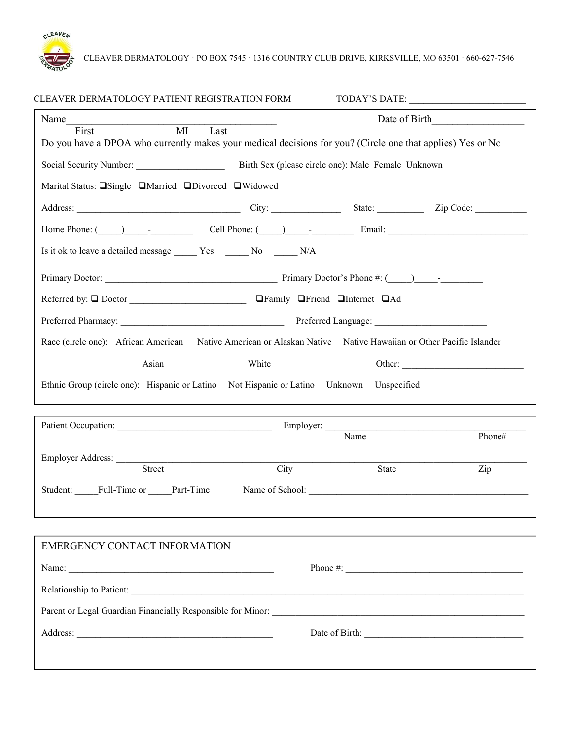CLEAVER DERMATOLOGY · PO BOX 7545 · 1316 COUNTRY CLUB DRIVE, KIRKSVILLE, MO 63501 · 660-627-7546

CLEAVER DERMATOLOGY PATIENT REGISTRATION FORM TODAY'S DATE: ________________________

Name___________________________________________ Date of Birth__________________
First MI Last

Do you have a DPOA who currently makes your medical decisions for you? (Circle one that applies) Yes or No

Social Security Number: ___________________ Birth Sex (please circle one): Male Female Unknown

Marital Status: ❑Single ❑Married ❑Divorced ❑Widowed

Address: ___________________________________ City: _______________ State: __________ Zip Code: ___________

Home Phone: (_____)_____-_________ Cell Phone: (_____)_____-_________ Email: ______________________________

Is it ok to leave a detailed message _____ Yes _____ No _____ N/A

Primary Doctor: ____________________________________ Primary Doctor's Phone #: (_____)_____-_________

Referred by: ❑ Doctor _________________________ ❑Family ❑Friend ❑Internet ❑Ad

Preferred Pharmacy: ___________________________________ Preferred Language: ________________________

Race (circle one): African American Native American or Alaskan Native Native Hawaiian or Other Pacific Islander

Asian White Other: __________________________

Ethnic Group (circle one): Hispanic or Latino Not Hispanic or Latino Unknown Unspecified

---

Patient Occupation: _________________________________ Employer: __________________________________________
Name Phone#

Employer Address: _____________________________________________________________________________________
Street City State Zip

Student: _____Full-Time or _____Part-Time Name of School: ________________________________________________

---

EMERGENCY CONTACT INFORMATION

Name: _____________________________________________ Phone #: _______________________________________

Relationship to Patient: ___________________________________________________________________________________

Parent or Legal Guardian Financially Responsible for Minor: ____________________________________________________

Address: ___________________________________________ Date of Birth: ___________________________________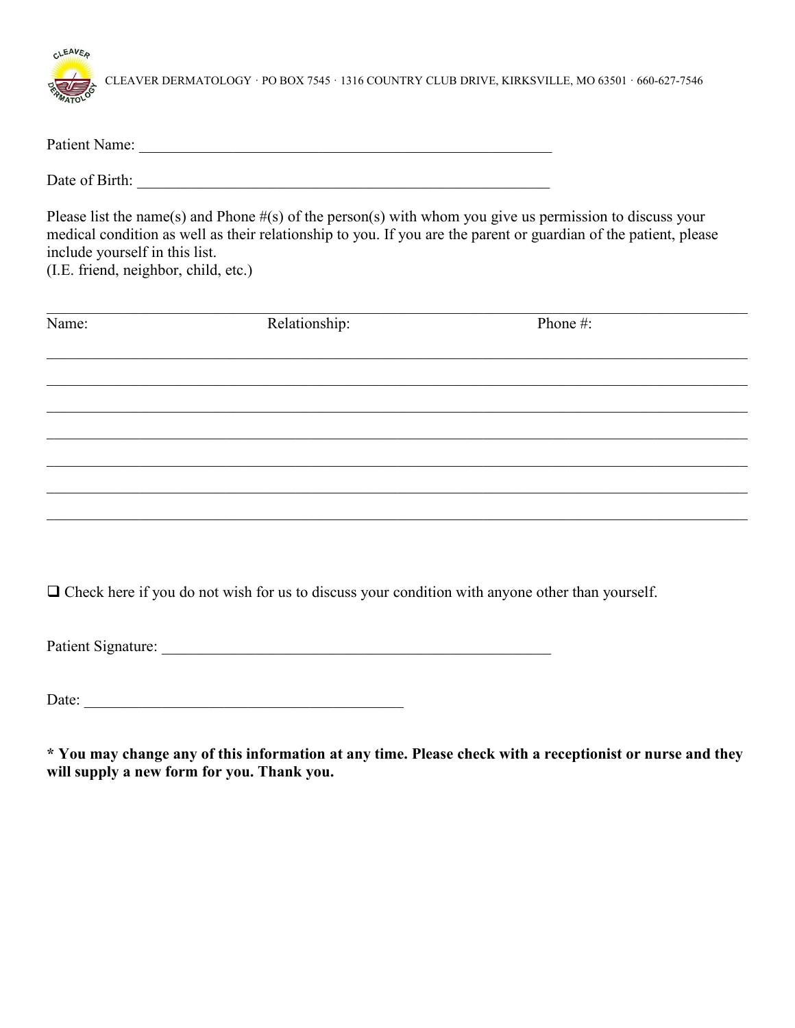CLEAVER DERMATOLOGY · PO BOX 7545 · 1316 COUNTRY CLUB DRIVE, KIRKSVILLE, MO 63501 · 660-627-7546

Patient Name: ______________________________________________________

Date of Birth: ______________________________________________________

Please list the name(s) and Phone #(s) of the person(s) with whom you give us permission to discuss your medical condition as well as their relationship to you. If you are the parent or guardian of the patient, please include yourself in this list.
(I.E. friend, neighbor, child, etc.)

| Name: | Relationship: | Phone #: |
|---|---|---|
| | | |
| | | |
| | | |
| | | |
| | | |
| | | |
| | | |

❑ Check here if you do not wish for us to discuss your condition with anyone other than yourself.

Patient Signature: ______________________________________________________

Date: ________________________________________

**\* You may change any of this information at any time. Please check with a receptionist or nurse and they will supply a new form for you. Thank you.**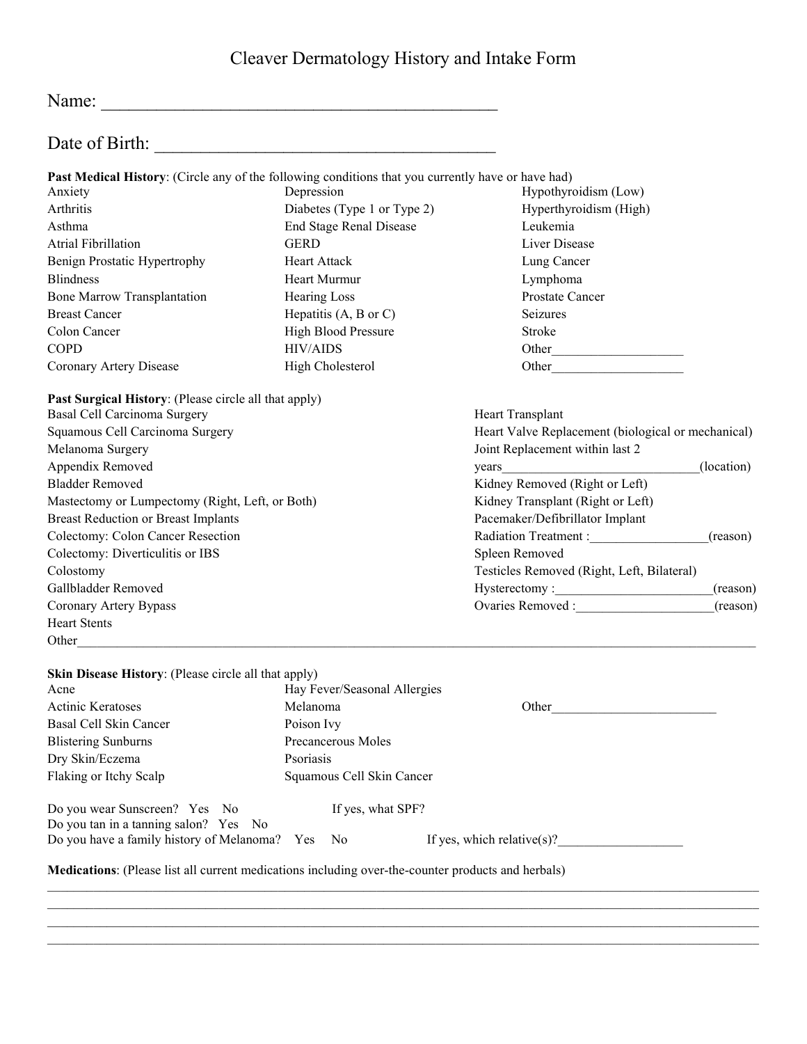# Cleaver Dermatology History and Intake Form

Name: ____________________________________________

Date of Birth: ____________________________________

**Past Medical History**: (Circle any of the following conditions that you currently have or have had)

| | | |
|---|---|---|
| Anxiety | Depression | Hypothyroidism (Low) |
| Arthritis | Diabetes (Type 1 or Type 2) | Hyperthyroidism (High) |
| Asthma | End Stage Renal Disease | Leukemia |
| Atrial Fibrillation | GERD | Liver Disease |
| Benign Prostatic Hypertrophy | Heart Attack | Lung Cancer |
| Blindness | Heart Murmur | Lymphoma |
| Bone Marrow Transplantation | Hearing Loss | Prostate Cancer |
| Breast Cancer | Hepatitis (A, B or C) | Seizures |
| Colon Cancer | High Blood Pressure | Stroke |
| COPD | HIV/AIDS | Other___________________ |
| Coronary Artery Disease | High Cholesterol | Other___________________ |

**Past Surgical History**: (Please circle all that apply)

| | |
|---|---|
| Basal Cell Carcinoma Surgery | Heart Transplant |
| Squamous Cell Carcinoma Surgery | Heart Valve Replacement (biological or mechanical) |
| Melanoma Surgery | Joint Replacement within last 2 |
| Appendix Removed | years_____________________________(location) |
| Bladder Removed | Kidney Removed (Right or Left) |
| Mastectomy or Lumpectomy (Right, Left, or Both) | Kidney Transplant (Right or Left) |
| Breast Reduction or Breast Implants | Pacemaker/Defibrillator Implant |
| Colectomy: Colon Cancer Resection | Radiation Treatment :_________________(reason) |
| Colectomy: Diverticulitis or IBS | Spleen Removed |
| Colostomy | Testicles Removed (Right, Left, Bilateral) |
| Gallbladder Removed | Hysterectomy :_______________________(reason) |
| Coronary Artery Bypass | Ovaries Removed :____________________(reason) |
| Heart Stents | |

Other______________________________________________________________________________________________

**Skin Disease History**: (Please circle all that apply)

| | | |
|---|---|---|
| Acne | Hay Fever/Seasonal Allergies | |
| Actinic Keratoses | Melanoma | Other________________________ |
| Basal Cell Skin Cancer | Poison Ivy | |
| Blistering Sunburns | Precancerous Moles | |
| Dry Skin/Eczema | Psoriasis | |
| Flaking or Itchy Scalp | Squamous Cell Skin Cancer | |

Do you wear Sunscreen? Yes No If yes, what SPF?

Do you tan in a tanning salon? Yes No

Do you have a family history of Melanoma? Yes No If yes, which relative(s)?__________________

**Medications**: (Please list all current medications including over-the-counter products and herbals)

______________________________________________________________________________________________

______________________________________________________________________________________________

______________________________________________________________________________________________

______________________________________________________________________________________________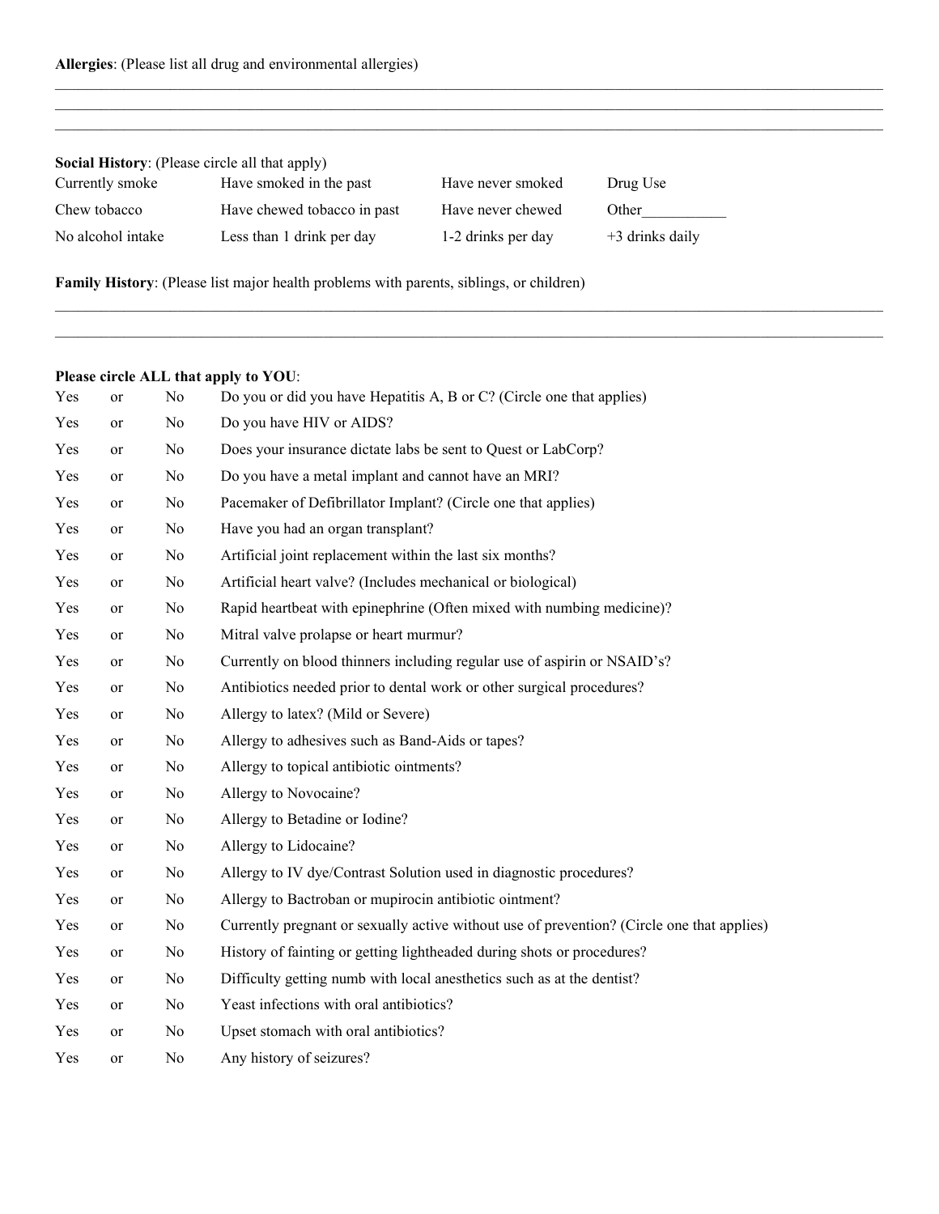**Allergies**: (Please list all drug and environmental allergies)

\_\_\_\_\_\_\_\_\_\_\_\_\_\_\_\_\_\_\_\_\_\_\_\_\_\_\_\_\_\_\_\_\_\_\_\_\_\_\_\_\_\_\_\_\_\_\_\_\_\_\_\_\_\_\_\_\_\_\_\_\_\_\_\_\_\_\_\_\_\_\_\_\_\_\_\_\_\_

\_\_\_\_\_\_\_\_\_\_\_\_\_\_\_\_\_\_\_\_\_\_\_\_\_\_\_\_\_\_\_\_\_\_\_\_\_\_\_\_\_\_\_\_\_\_\_\_\_\_\_\_\_\_\_\_\_\_\_\_\_\_\_\_\_\_\_\_\_\_\_\_\_\_\_\_\_\_

\_\_\_\_\_\_\_\_\_\_\_\_\_\_\_\_\_\_\_\_\_\_\_\_\_\_\_\_\_\_\_\_\_\_\_\_\_\_\_\_\_\_\_\_\_\_\_\_\_\_\_\_\_\_\_\_\_\_\_\_\_\_\_\_\_\_\_\_\_\_\_\_\_\_\_\_\_\_

**Social History**: (Please circle all that apply)

| | | | |
|---|---|---|---|
| Currently smoke | Have smoked in the past | Have never smoked | Drug Use |
| Chew tobacco | Have chewed tobacco in past | Have never chewed | Other\_\_\_\_\_\_\_\_\_\_\_ |
| No alcohol intake | Less than 1 drink per day | 1-2 drinks per day | +3 drinks daily |

**Family History**: (Please list major health problems with parents, siblings, or children)

\_\_\_\_\_\_\_\_\_\_\_\_\_\_\_\_\_\_\_\_\_\_\_\_\_\_\_\_\_\_\_\_\_\_\_\_\_\_\_\_\_\_\_\_\_\_\_\_\_\_\_\_\_\_\_\_\_\_\_\_\_\_\_\_\_\_\_\_\_\_\_\_\_\_\_\_\_\_

\_\_\_\_\_\_\_\_\_\_\_\_\_\_\_\_\_\_\_\_\_\_\_\_\_\_\_\_\_\_\_\_\_\_\_\_\_\_\_\_\_\_\_\_\_\_\_\_\_\_\_\_\_\_\_\_\_\_\_\_\_\_\_\_\_\_\_\_\_\_\_\_\_\_\_\_\_\_

**Please circle ALL that apply to YOU**:

| | | | |
|---|---|---|---|
| Yes | or | No | Do you or did you have Hepatitis A, B or C? (Circle one that applies) |
| Yes | or | No | Do you have HIV or AIDS? |
| Yes | or | No | Does your insurance dictate labs be sent to Quest or LabCorp? |
| Yes | or | No | Do you have a metal implant and cannot have an MRI? |
| Yes | or | No | Pacemaker of Defibrillator Implant? (Circle one that applies) |
| Yes | or | No | Have you had an organ transplant? |
| Yes | or | No | Artificial joint replacement within the last six months? |
| Yes | or | No | Artificial heart valve? (Includes mechanical or biological) |
| Yes | or | No | Rapid heartbeat with epinephrine (Often mixed with numbing medicine)? |
| Yes | or | No | Mitral valve prolapse or heart murmur? |
| Yes | or | No | Currently on blood thinners including regular use of aspirin or NSAID's? |
| Yes | or | No | Antibiotics needed prior to dental work or other surgical procedures? |
| Yes | or | No | Allergy to latex? (Mild or Severe) |
| Yes | or | No | Allergy to adhesives such as Band-Aids or tapes? |
| Yes | or | No | Allergy to topical antibiotic ointments? |
| Yes | or | No | Allergy to Novocaine? |
| Yes | or | No | Allergy to Betadine or Iodine? |
| Yes | or | No | Allergy to Lidocaine? |
| Yes | or | No | Allergy to IV dye/Contrast Solution used in diagnostic procedures? |
| Yes | or | No | Allergy to Bactroban or mupirocin antibiotic ointment? |
| Yes | or | No | Currently pregnant or sexually active without use of prevention? (Circle one that applies) |
| Yes | or | No | History of fainting or getting lightheaded during shots or procedures? |
| Yes | or | No | Difficulty getting numb with local anesthetics such as at the dentist? |
| Yes | or | No | Yeast infections with oral antibiotics? |
| Yes | or | No | Upset stomach with oral antibiotics? |
| Yes | or | No | Any history of seizures? |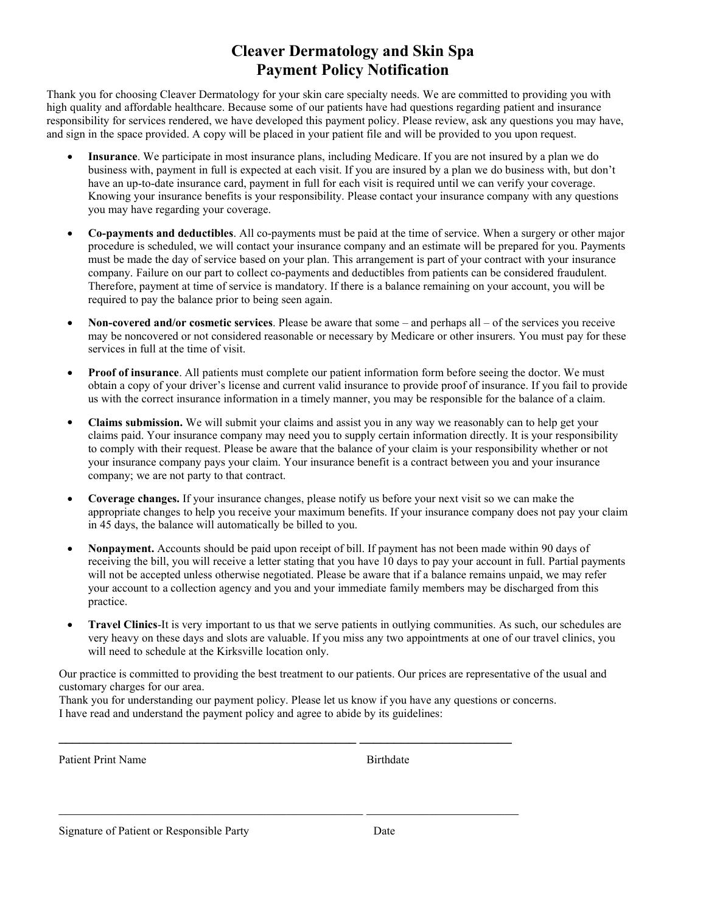# Cleaver Dermatology and Skin Spa
# Payment Policy Notification

Thank you for choosing Cleaver Dermatology for your skin care specialty needs. We are committed to providing you with high quality and affordable healthcare. Because some of our patients have had questions regarding patient and insurance responsibility for services rendered, we have developed this payment policy. Please review, ask any questions you may have, and sign in the space provided. A copy will be placed in your patient file and will be provided to you upon request.

- **Insurance**. We participate in most insurance plans, including Medicare. If you are not insured by a plan we do business with, payment in full is expected at each visit. If you are insured by a plan we do business with, but don't have an up-to-date insurance card, payment in full for each visit is required until we can verify your coverage. Knowing your insurance benefits is your responsibility. Please contact your insurance company with any questions you may have regarding your coverage.

- **Co-payments and deductibles**. All co-payments must be paid at the time of service. When a surgery or other major procedure is scheduled, we will contact your insurance company and an estimate will be prepared for you. Payments must be made the day of service based on your plan. This arrangement is part of your contract with your insurance company. Failure on our part to collect co-payments and deductibles from patients can be considered fraudulent. Therefore, payment at time of service is mandatory. If there is a balance remaining on your account, you will be required to pay the balance prior to being seen again.

- **Non-covered and/or cosmetic services**. Please be aware that some – and perhaps all – of the services you receive may be noncovered or not considered reasonable or necessary by Medicare or other insurers. You must pay for these services in full at the time of visit.

- **Proof of insurance**. All patients must complete our patient information form before seeing the doctor. We must obtain a copy of your driver's license and current valid insurance to provide proof of insurance. If you fail to provide us with the correct insurance information in a timely manner, you may be responsible for the balance of a claim.

- **Claims submission.** We will submit your claims and assist you in any way we reasonably can to help get your claims paid. Your insurance company may need you to supply certain information directly. It is your responsibility to comply with their request. Please be aware that the balance of your claim is your responsibility whether or not your insurance company pays your claim. Your insurance benefit is a contract between you and your insurance company; we are not party to that contract.

- **Coverage changes.** If your insurance changes, please notify us before your next visit so we can make the appropriate changes to help you receive your maximum benefits. If your insurance company does not pay your claim in 45 days, the balance will automatically be billed to you.

- **Nonpayment.** Accounts should be paid upon receipt of bill. If payment has not been made within 90 days of receiving the bill, you will receive a letter stating that you have 10 days to pay your account in full. Partial payments will not be accepted unless otherwise negotiated. Please be aware that if a balance remains unpaid, we may refer your account to a collection agency and you and your immediate family members may be discharged from this practice.

- **Travel Clinics**-It is very important to us that we serve patients in outlying communities. As such, our schedules are very heavy on these days and slots are valuable. If you miss any two appointments at one of our travel clinics, you will need to schedule at the Kirksville location only.

Our practice is committed to providing the best treatment to our patients. Our prices are representative of the usual and customary charges for our area.

Thank you for understanding our payment policy. Please let us know if you have any questions or concerns.

I have read and understand the payment policy and agree to abide by its guidelines:

\_\_\_\_\_\_\_\_\_\_\_\_\_\_\_\_\_\_\_\_\_\_\_\_\_\_\_\_\_\_\_\_\_\_\_\_\_\_\_\_ \_\_\_\_\_\_\_\_\_\_\_\_\_\_\_\_\_\_\_\_\_\_

Patient Print Name Birthdate

\_\_\_\_\_\_\_\_\_\_\_\_\_\_\_\_\_\_\_\_\_\_\_\_\_\_\_\_\_\_\_\_\_\_\_\_\_\_\_\_ \_\_\_\_\_\_\_\_\_\_\_\_\_\_\_\_\_\_\_\_\_\_

Signature of Patient or Responsible Party Date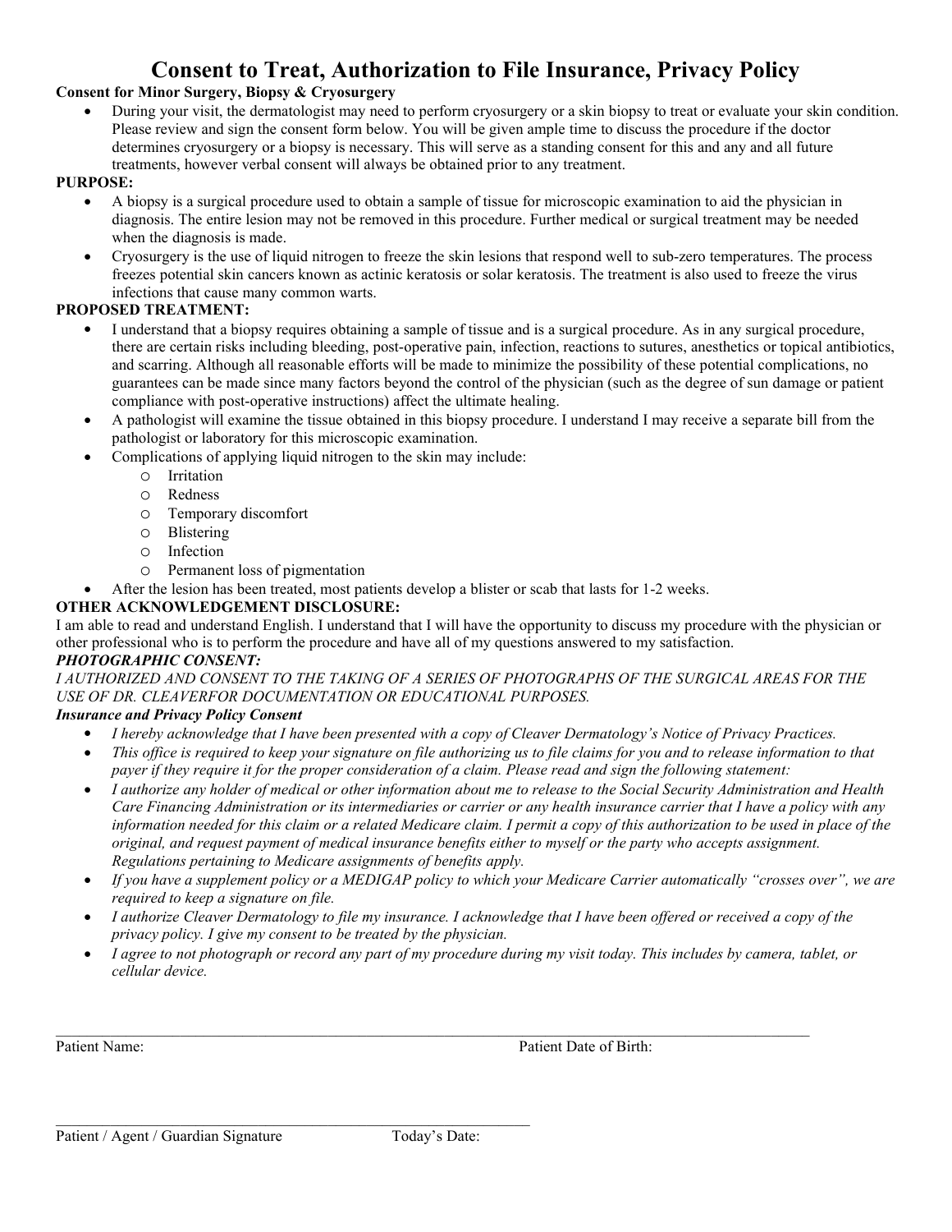# Consent to Treat, Authorization to File Insurance, Privacy Policy

**Consent for Minor Surgery, Biopsy & Cryosurgery**

- During your visit, the dermatologist may need to perform cryosurgery or a skin biopsy to treat or evaluate your skin condition. Please review and sign the consent form below. You will be given ample time to discuss the procedure if the doctor determines cryosurgery or a biopsy is necessary. This will serve as a standing consent for this and any and all future treatments, however verbal consent will always be obtained prior to any treatment.

**PURPOSE:**

- A biopsy is a surgical procedure used to obtain a sample of tissue for microscopic examination to aid the physician in diagnosis. The entire lesion may not be removed in this procedure. Further medical or surgical treatment may be needed when the diagnosis is made.
- Cryosurgery is the use of liquid nitrogen to freeze the skin lesions that respond well to sub-zero temperatures. The process freezes potential skin cancers known as actinic keratosis or solar keratosis. The treatment is also used to freeze the virus infections that cause many common warts.

**PROPOSED TREATMENT:**

- I understand that a biopsy requires obtaining a sample of tissue and is a surgical procedure. As in any surgical procedure, there are certain risks including bleeding, post-operative pain, infection, reactions to sutures, anesthetics or topical antibiotics, and scarring. Although all reasonable efforts will be made to minimize the possibility of these potential complications, no guarantees can be made since many factors beyond the control of the physician (such as the degree of sun damage or patient compliance with post-operative instructions) affect the ultimate healing.
- A pathologist will examine the tissue obtained in this biopsy procedure. I understand I may receive a separate bill from the pathologist or laboratory for this microscopic examination.
- Complications of applying liquid nitrogen to the skin may include:
  - Irritation
  - Redness
  - Temporary discomfort
  - Blistering
  - Infection
  - Permanent loss of pigmentation
- After the lesion has been treated, most patients develop a blister or scab that lasts for 1-2 weeks.

**OTHER ACKNOWLEDGEMENT DISCLOSURE:**

I am able to read and understand English. I understand that I will have the opportunity to discuss my procedure with the physician or other professional who is to perform the procedure and have all of my questions answered to my satisfaction.

***PHOTOGRAPHIC CONSENT:***

*I AUTHORIZED AND CONSENT TO THE TAKING OF A SERIES OF PHOTOGRAPHS OF THE SURGICAL AREAS FOR THE USE OF DR. CLEAVERFOR DOCUMENTATION OR EDUCATIONAL PURPOSES.*

***Insurance and Privacy Policy Consent***

- *I hereby acknowledge that I have been presented with a copy of Cleaver Dermatology's Notice of Privacy Practices.*
- *This office is required to keep your signature on file authorizing us to file claims for you and to release information to that payer if they require it for the proper consideration of a claim. Please read and sign the following statement:*
- *I authorize any holder of medical or other information about me to release to the Social Security Administration and Health Care Financing Administration or its intermediaries or carrier or any health insurance carrier that I have a policy with any information needed for this claim or a related Medicare claim. I permit a copy of this authorization to be used in place of the original, and request payment of medical insurance benefits either to myself or the party who accepts assignment. Regulations pertaining to Medicare assignments of benefits apply.*
- *If you have a supplement policy or a MEDIGAP policy to which your Medicare Carrier automatically "crosses over", we are required to keep a signature on file.*
- *I authorize Cleaver Dermatology to file my insurance. I acknowledge that I have been offered or received a copy of the privacy policy. I give my consent to be treated by the physician.*
- *I agree to not photograph or record any part of my procedure during my visit today. This includes by camera, tablet, or cellular device.*

______________________________________________________________________________________________

Patient Name: Patient Date of Birth:

______________________________________________________________

Patient / Agent / Guardian Signature Today's Date: